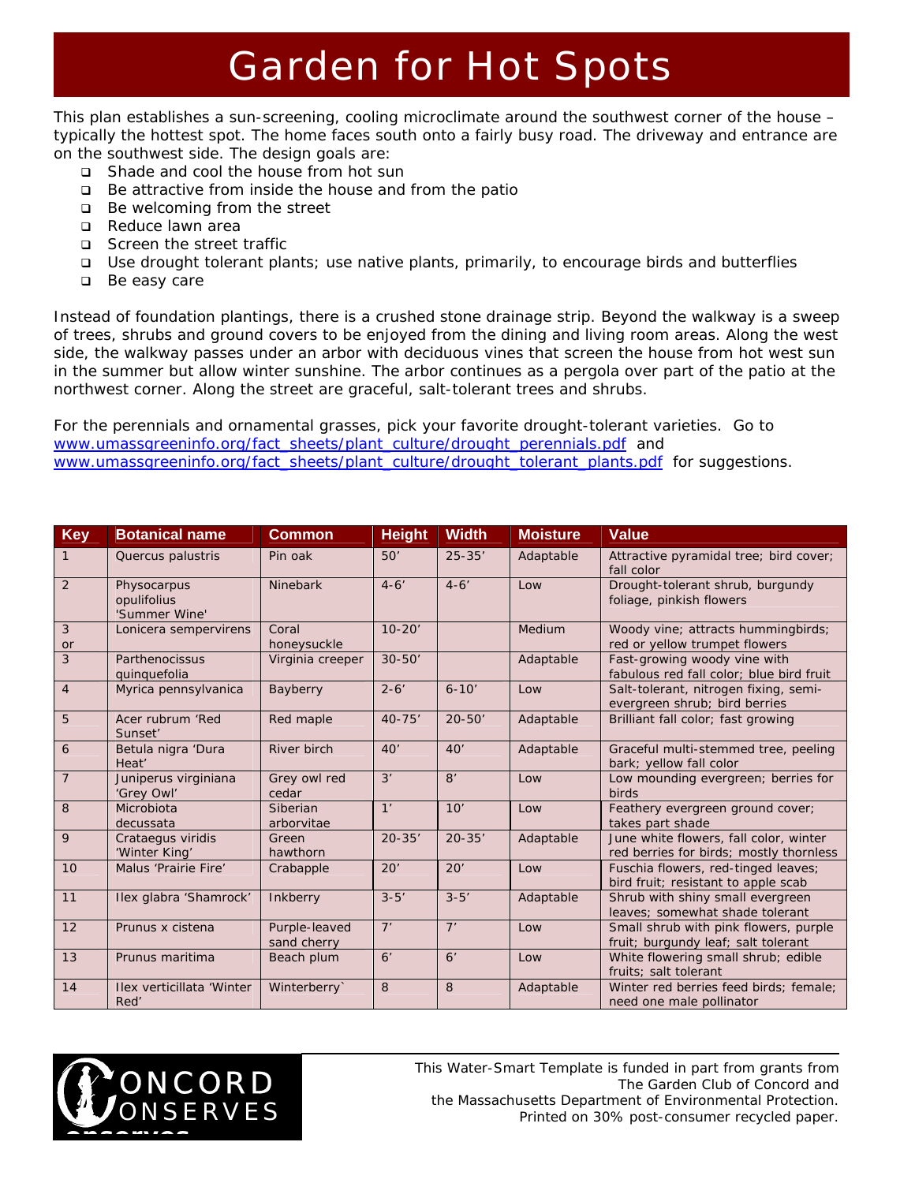# Garden for Hot Spots

This plan establishes a sun-screening, cooling microclimate around the southwest corner of the house – typically the hottest spot. The home faces south onto a fairly busy road. The driveway and entrance are on the southwest side. The design goals are:

- Shade and cool the house from hot sun
- Be attractive from inside the house and from the patio
- Be welcoming from the street
- Reduce lawn area
- Screen the street traffic
- Use drought tolerant plants; use native plants, primarily, to encourage birds and butterflies
- Be easy care

Instead of foundation plantings, there is a crushed stone drainage strip. Beyond the walkway is a sweep of trees, shrubs and ground covers to be enjoyed from the dining and living room areas. Along the west side, the walkway passes under an arbor with deciduous vines that screen the house from hot west sun in the summer but allow winter sunshine. The arbor continues as a pergola over part of the patio at the northwest corner. Along the street are graceful, salt-tolerant trees and shrubs.

For the perennials and ornamental grasses, pick your favorite drought-tolerant varieties. Go to [www.umassgreeninfo.org/fact_sheets/plant_culture/drought_perennials.pdf](http://www.umassgreeninfo.org/fact_sheets/plant_culture/drought_perennials.pdf) and [www.umassgreeninfo.org/fact_sheets/plant_culture/drought_tolerant_plants.pdf](http://www.umassgreeninfo.org/fact_sheets/plant_culture/drought_tolerant_plants.pdf) for suggestions.

| Key | Botanical name | Common | Height | Width | Moisture | Value |
|---|---|---|---|---|---|---|
| 1 | Quercus palustris | Pin oak | 50' | 25-35' | Adaptable | Attractive pyramidal tree; bird cover; fall color |
| 2 | Physocarpus opulifolius 'Summer Wine' | Ninebark | 4-6' | 4-6' | Low | Drought-tolerant shrub, burgundy foliage, pinkish flowers |
| 3 or | Lonicera sempervirens | Coral honeysuckle | 10-20' | | Medium | Woody vine; attracts hummingbirds; red or yellow trumpet flowers |
| 3 | Parthenocissus quinquefolia | Virginia creeper | 30-50' | | Adaptable | Fast-growing woody vine with fabulous red fall color; blue bird fruit |
| 4 | Myrica pennsylvanica | Bayberry | 2-6' | 6-10' | Low | Salt-tolerant, nitrogen fixing, semi-evergreen shrub; bird berries |
| 5 | Acer rubrum 'Red Sunset' | Red maple | 40-75' | 20-50' | Adaptable | Brilliant fall color; fast growing |
| 6 | Betula nigra 'Dura Heat' | River birch | 40' | 40' | Adaptable | Graceful multi-stemmed tree, peeling bark; yellow fall color |
| 7 | Juniperus virginiana 'Grey Owl' | Grey owl red cedar | 3' | 8' | Low | Low mounding evergreen; berries for birds |
| 8 | Microbiota decussata | Siberian arborvitae | 1' | 10' | Low | Feathery evergreen ground cover; takes part shade |
| 9 | Crataegus viridis 'Winter King' | Green hawthorn | 20-35' | 20-35' | Adaptable | June white flowers, fall color, winter red berries for birds; mostly thornless |
| 10 | Malus 'Prairie Fire' | Crabapple | 20' | 20' | Low | Fuschia flowers, red-tinged leaves; bird fruit; resistant to apple scab |
| 11 | Ilex glabra 'Shamrock' | Inkberry | 3-5' | 3-5' | Adaptable | Shrub with shiny small evergreen leaves; somewhat shade tolerant |
| 12 | Prunus x cistena | Purple-leaved sand cherry | 7' | 7' | Low | Small shrub with pink flowers, purple fruit; burgundy leaf; salt tolerant |
| 13 | Prunus maritima | Beach plum | 6' | 6' | Low | White flowering small shrub; edible fruits; salt tolerant |
| 14 | Ilex verticillata 'Winter Red' | Winterberry` | 8 | 8 | Adaptable | Winter red berries feed birds; female; need one male pollinator |

CONCORD CONSERVES

This Water-Smart Template is funded in part from grants from The Garden Club of Concord and the Massachusetts Department of Environmental Protection. Printed on 30% post-consumer recycled paper.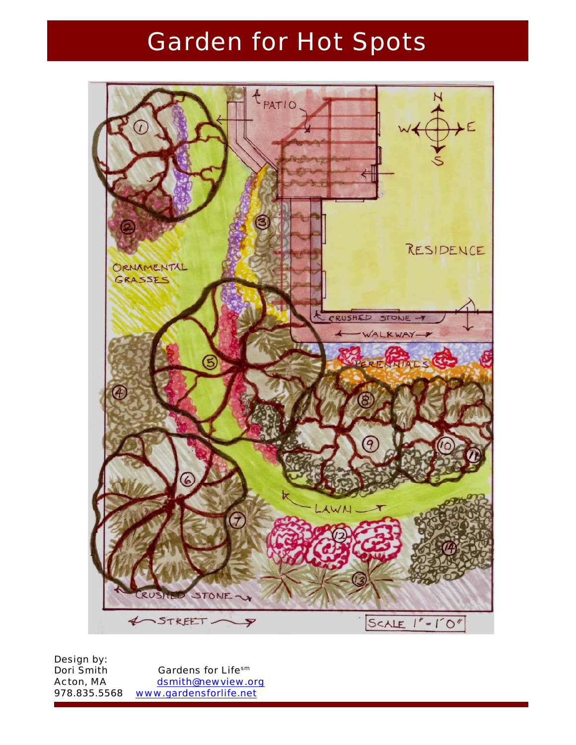# Garden for Hot Spots

PATIO

N

W E

S

RESIDENCE

ORNAMENTAL GRASSES

CRUSHED STONE

WALKWAY

PERENNIALS

LAWN

CRUSHED STONE

STREET

SCALE 1" = 1'0"

1 2 3 4 5 6 7 8 9 10 11 12 13 14

Design by:
Dori Smith
Acton, MA
978.835.5568

Gardens for Life[sm]
dsmith@newview.org
www.gardensforlife.net